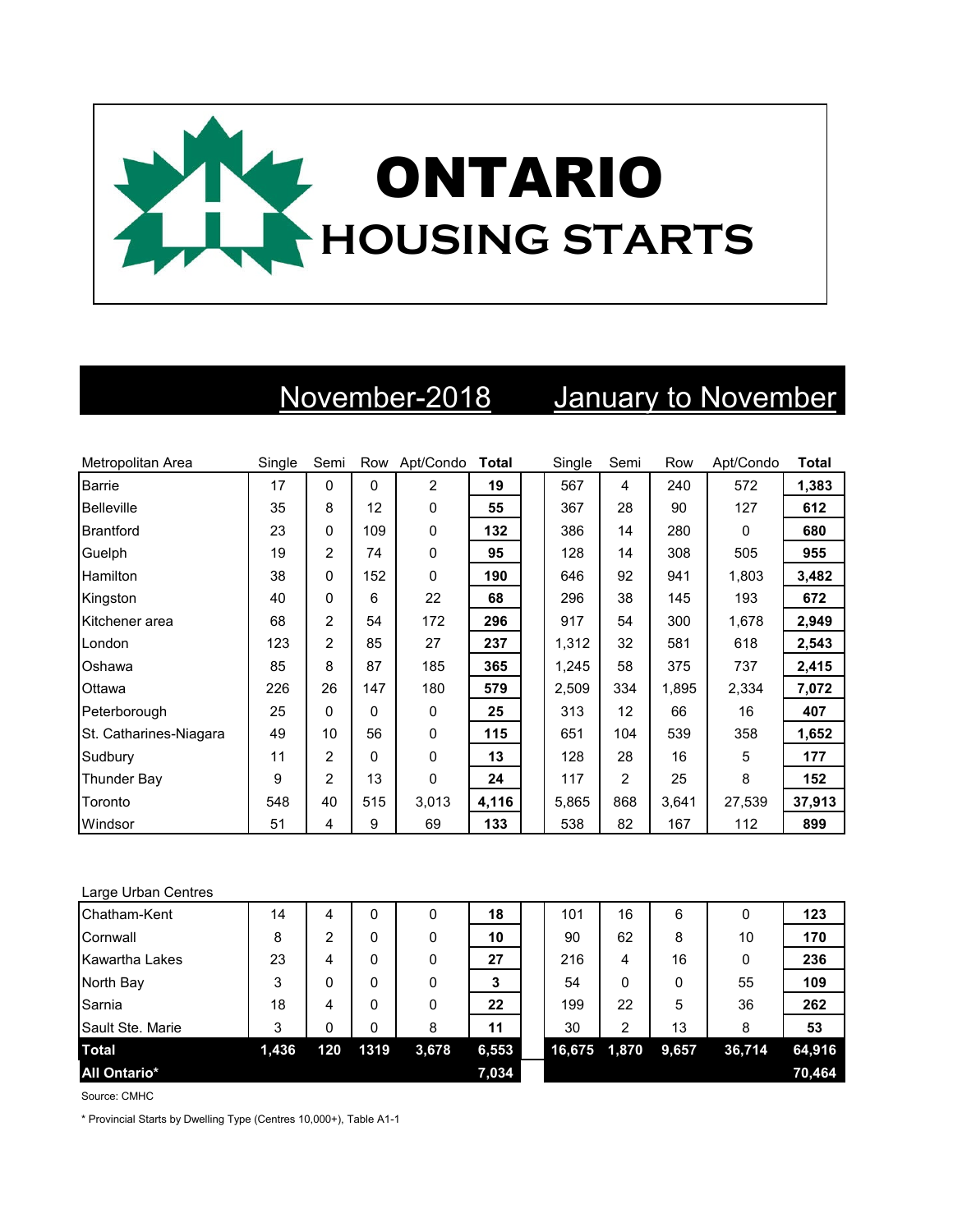# ONTARIO HOUSING STARTS

| Metropolitan Area | November-2018 | | | | | January to November | | | | |
|---|---|---|---|---|---|---|---|---|---|---|
| | Single | Semi | Row | Apt/Condo | Total | Single | Semi | Row | Apt/Condo | Total |
| Barrie | 17 | 0 | 0 | 2 | **19** | 567 | 4 | 240 | 572 | **1,383** |
| Belleville | 35 | 8 | 12 | 0 | **55** | 367 | 28 | 90 | 127 | **612** |
| Brantford | 23 | 0 | 109 | 0 | **132** | 386 | 14 | 280 | 0 | **680** |
| Guelph | 19 | 2 | 74 | 0 | **95** | 128 | 14 | 308 | 505 | **955** |
| Hamilton | 38 | 0 | 152 | 0 | **190** | 646 | 92 | 941 | 1,803 | **3,482** |
| Kingston | 40 | 0 | 6 | 22 | **68** | 296 | 38 | 145 | 193 | **672** |
| Kitchener area | 68 | 2 | 54 | 172 | **296** | 917 | 54 | 300 | 1,678 | **2,949** |
| London | 123 | 2 | 85 | 27 | **237** | 1,312 | 32 | 581 | 618 | **2,543** |
| Oshawa | 85 | 8 | 87 | 185 | **365** | 1,245 | 58 | 375 | 737 | **2,415** |
| Ottawa | 226 | 26 | 147 | 180 | **579** | 2,509 | 334 | 1,895 | 2,334 | **7,072** |
| Peterborough | 25 | 0 | 0 | 0 | **25** | 313 | 12 | 66 | 16 | **407** |
| St. Catharines-Niagara | 49 | 10 | 56 | 0 | **115** | 651 | 104 | 539 | 358 | **1,652** |
| Sudbury | 11 | 2 | 0 | 0 | **13** | 128 | 28 | 16 | 5 | **177** |
| Thunder Bay | 9 | 2 | 13 | 0 | **24** | 117 | 2 | 25 | 8 | **152** |
| Toronto | 548 | 40 | 515 | 3,013 | **4,116** | 5,865 | 868 | 3,641 | 27,539 | **37,913** |
| Windsor | 51 | 4 | 9 | 69 | **133** | 538 | 82 | 167 | 112 | **899** |
| **Large Urban Centres** | | | | | | | | | | |
| Chatham-Kent | 14 | 4 | 0 | 0 | **18** | 101 | 16 | 6 | 0 | **123** |
| Cornwall | 8 | 2 | 0 | 0 | **10** | 90 | 62 | 8 | 10 | **170** |
| Kawartha Lakes | 23 | 4 | 0 | 0 | **27** | 216 | 4 | 16 | 0 | **236** |
| North Bay | 3 | 0 | 0 | 0 | **3** | 54 | 0 | 0 | 55 | **109** |
| Sarnia | 18 | 4 | 0 | 0 | **22** | 199 | 22 | 5 | 36 | **262** |
| Sault Ste. Marie | 3 | 0 | 0 | 8 | **11** | 30 | 2 | 13 | 8 | **53** |
| **Total** | **1,436** | **120** | **1319** | **3,678** | **6,553** | **16,675** | **1,870** | **9,657** | **36,714** | **64,916** |
| **All Ontario*** | | | | | **7,034** | | | | | **70,464** |

Source: CMHC

* Provincial Starts by Dwelling Type (Centres 10,000+), Table A1-1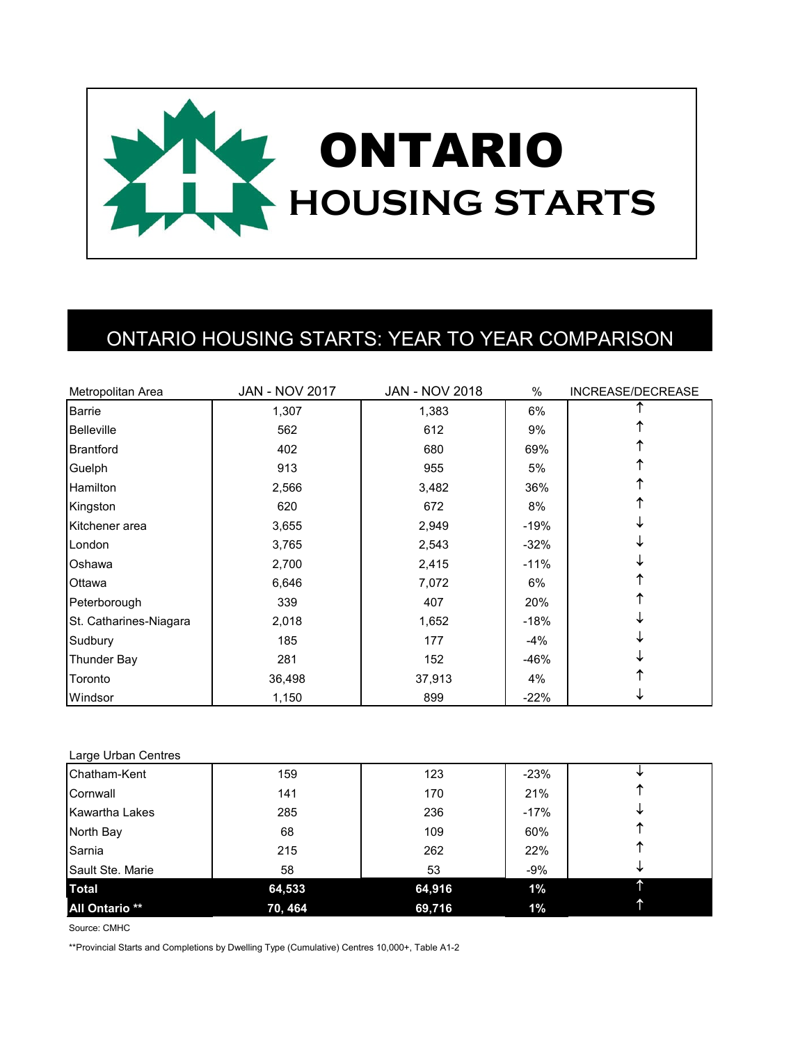# ONTARIO HOUSING STARTS

## ONTARIO HOUSING STARTS: YEAR TO YEAR COMPARISON

| Metropolitan Area | JAN - NOV 2017 | JAN - NOV 2018 | % | INCREASE/DECREASE |
|---|---|---|---|---|
| Barrie | 1,307 | 1,383 | 6% | ↑ |
| Belleville | 562 | 612 | 9% | ↑ |
| Brantford | 402 | 680 | 69% | ↑ |
| Guelph | 913 | 955 | 5% | ↑ |
| Hamilton | 2,566 | 3,482 | 36% | ↑ |
| Kingston | 620 | 672 | 8% | ↑ |
| Kitchener area | 3,655 | 2,949 | -19% | ↓ |
| London | 3,765 | 2,543 | -32% | ↓ |
| Oshawa | 2,700 | 2,415 | -11% | ↓ |
| Ottawa | 6,646 | 7,072 | 6% | ↑ |
| Peterborough | 339 | 407 | 20% | ↑ |
| St. Catharines-Niagara | 2,018 | 1,652 | -18% | ↓ |
| Sudbury | 185 | 177 | -4% | ↓ |
| Thunder Bay | 281 | 152 | -46% | ↓ |
| Toronto | 36,498 | 37,913 | 4% | ↑ |
| Windsor | 1,150 | 899 | -22% | ↓ |

| Large Urban Centres | | | | |
|---|---|---|---|---|
| Chatham-Kent | 159 | 123 | -23% | ↓ |
| Cornwall | 141 | 170 | 21% | ↑ |
| Kawartha Lakes | 285 | 236 | -17% | ↓ |
| North Bay | 68 | 109 | 60% | ↑ |
| Sarnia | 215 | 262 | 22% | ↑ |
| Sault Ste. Marie | 58 | 53 | -9% | ↓ |
| **Total** | **64,533** | **64,916** | **1%** | ↑ |
| **All Ontario** ** | **70, 464** | **69,716** | **1%** | ↑ |

Source: CMHC

**Provincial Starts and Completions by Dwelling Type (Cumulative) Centres 10,000+, Table A1-2